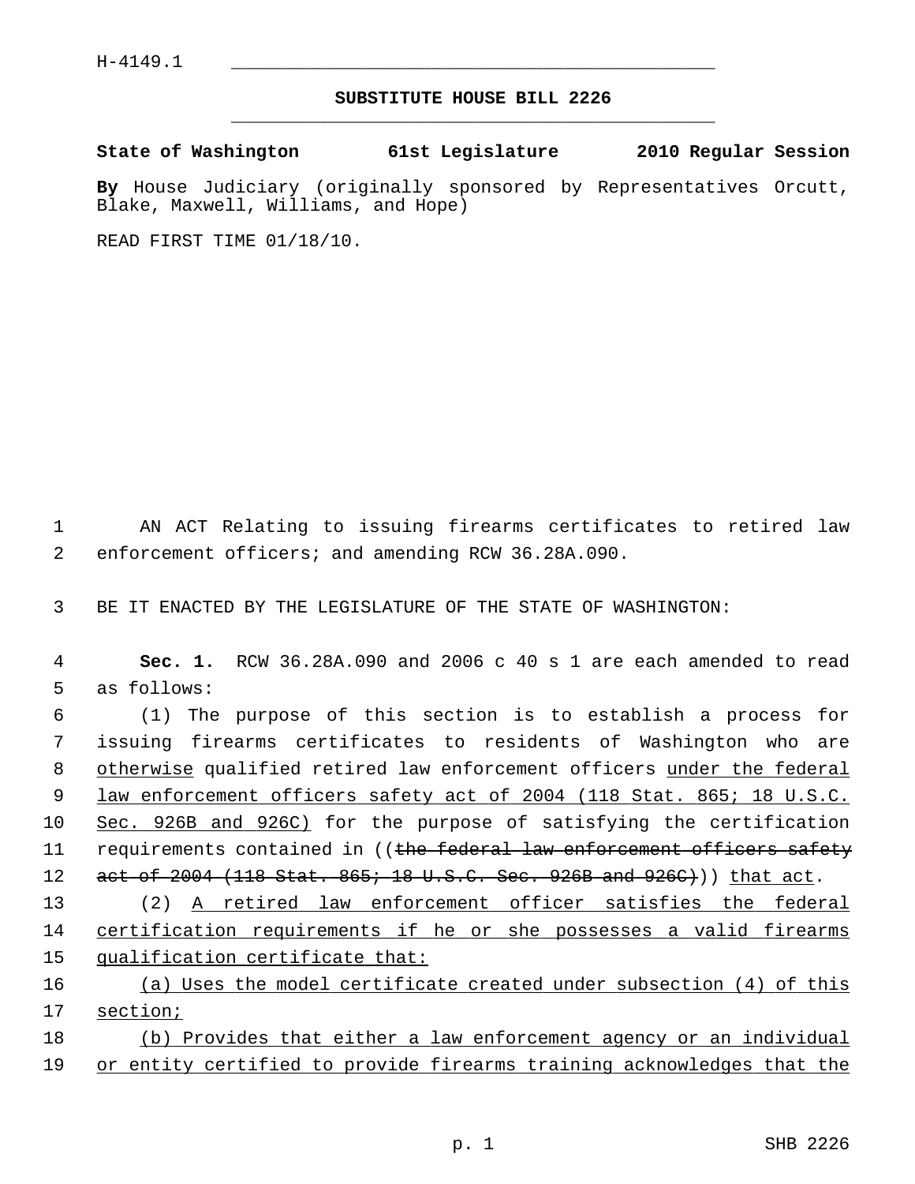H-4149.1

# SUBSTITUTE HOUSE BILL 2226

**State of Washington 61st Legislature 2010 Regular Session**

**By** House Judiciary (originally sponsored by Representatives Orcutt, Blake, Maxwell, Williams, and Hope)

READ FIRST TIME 01/18/10.

AN ACT Relating to issuing firearms certificates to retired law enforcement officers; and amending RCW 36.28A.090.

BE IT ENACTED BY THE LEGISLATURE OF THE STATE OF WASHINGTON:

**Sec. 1.** RCW 36.28A.090 and 2006 c 40 s 1 are each amended to read as follows:

(1) The purpose of this section is to establish a process for issuing firearms certificates to residents of Washington who are <u>otherwise</u> qualified retired law enforcement officers <u>under the federal law enforcement officers safety act of 2004 (118 Stat. 865; 18 U.S.C. Sec. 926B and 926C)</u> for the purpose of satisfying the certification requirements contained in ((~~the federal law enforcement officers safety act of 2004 (118 Stat. 865; 18 U.S.C. Sec. 926B and 926C)~~)) <u>that act</u>.

(2) <u>A retired law enforcement officer satisfies the federal certification requirements if he or she possesses a valid firearms qualification certificate that:</u>

<u>(a) Uses the model certificate created under subsection (4) of this section;</u>

<u>(b) Provides that either a law enforcement agency or an individual or entity certified to provide firearms training acknowledges that the</u>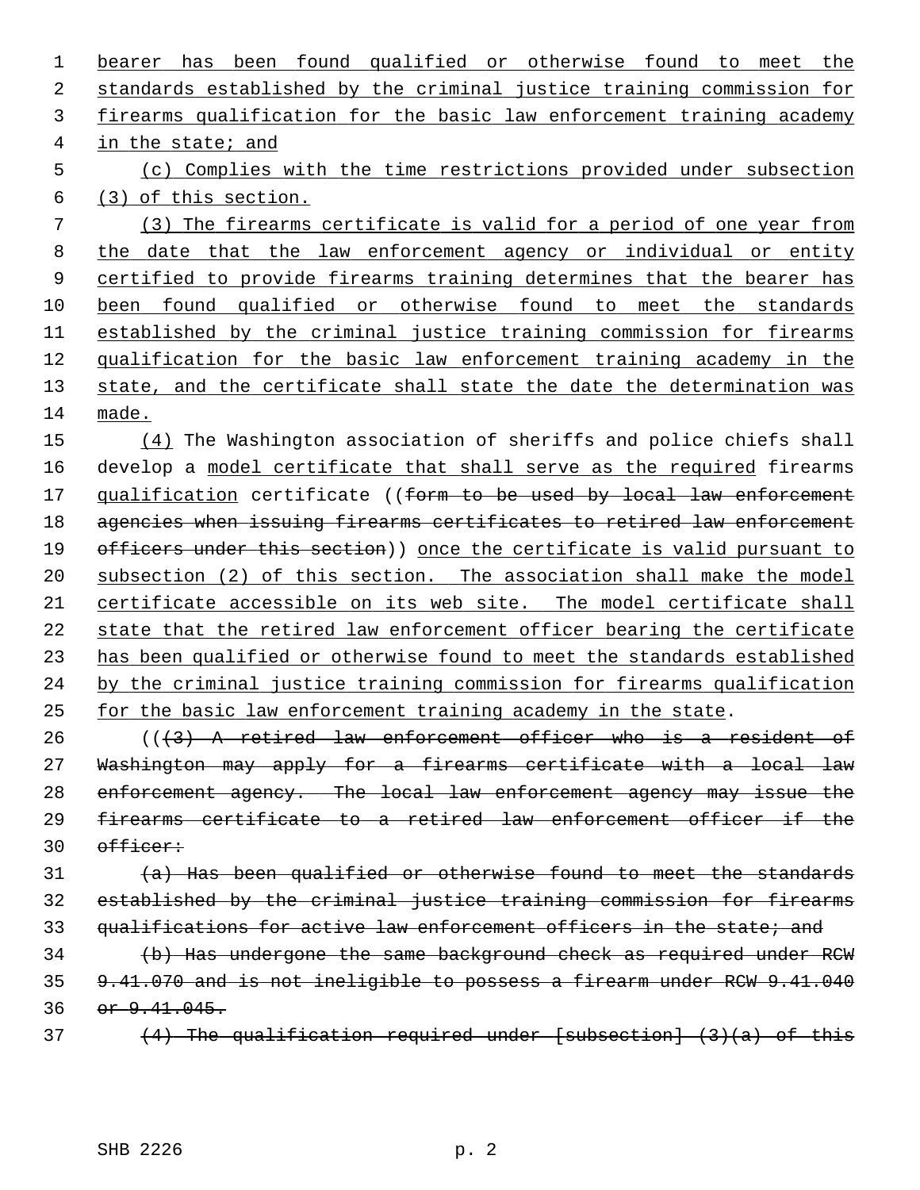bearer has been found qualified or otherwise found to meet the standards established by the criminal justice training commission for firearms qualification for the basic law enforcement training academy in the state; and

(c) Complies with the time restrictions provided under subsection (3) of this section.

(3) The firearms certificate is valid for a period of one year from the date that the law enforcement agency or individual or entity certified to provide firearms training determines that the bearer has been found qualified or otherwise found to meet the standards established by the criminal justice training commission for firearms qualification for the basic law enforcement training academy in the state, and the certificate shall state the date the determination was made.

(4) The Washington association of sheriffs and police chiefs shall develop a model certificate that shall serve as the required firearms qualification certificate ((~~form to be used by local law enforcement agencies when issuing firearms certificates to retired law enforcement officers under this section~~)) once the certificate is valid pursuant to subsection (2) of this section. The association shall make the model certificate accessible on its web site. The model certificate shall state that the retired law enforcement officer bearing the certificate has been qualified or otherwise found to meet the standards established by the criminal justice training commission for firearms qualification for the basic law enforcement training academy in the state.

((~~(3) A retired law enforcement officer who is a resident of Washington may apply for a firearms certificate with a local law enforcement agency. The local law enforcement agency may issue the firearms certificate to a retired law enforcement officer if the officer:~~

~~(a) Has been qualified or otherwise found to meet the standards established by the criminal justice training commission for firearms qualifications for active law enforcement officers in the state; and~~

~~(b) Has undergone the same background check as required under RCW 9.41.070 and is not ineligible to possess a firearm under RCW 9.41.040 or 9.41.045.~~

~~(4) The qualification required under [subsection] (3)(a) of this~~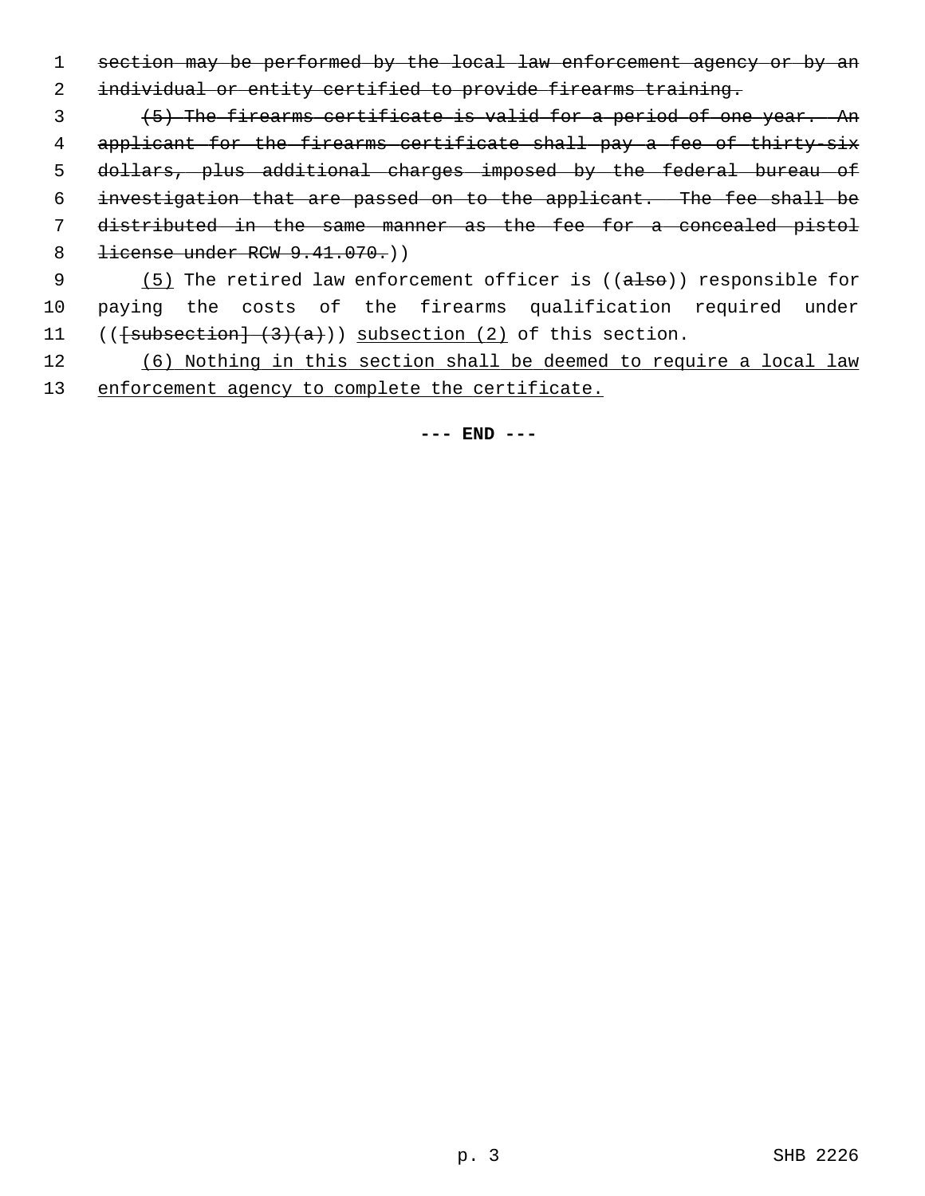~~section may be performed by the local law enforcement agency or by an individual or entity certified to provide firearms training.~~

~~(5) The firearms certificate is valid for a period of one year. An applicant for the firearms certificate shall pay a fee of thirty-six dollars, plus additional charges imposed by the federal bureau of investigation that are passed on to the applicant. The fee shall be distributed in the same manner as the fee for a concealed pistol license under RCW 9.41.070.~~))

<u>(5)</u> The retired law enforcement officer is ((~~also~~)) responsible for paying the costs of the firearms qualification required under ((~~[subsection] (3)(a)~~)) <u>subsection (2)</u> of this section.

<u>(6) Nothing in this section shall be deemed to require a local law enforcement agency to complete the certificate.</u>

**--- END ---**